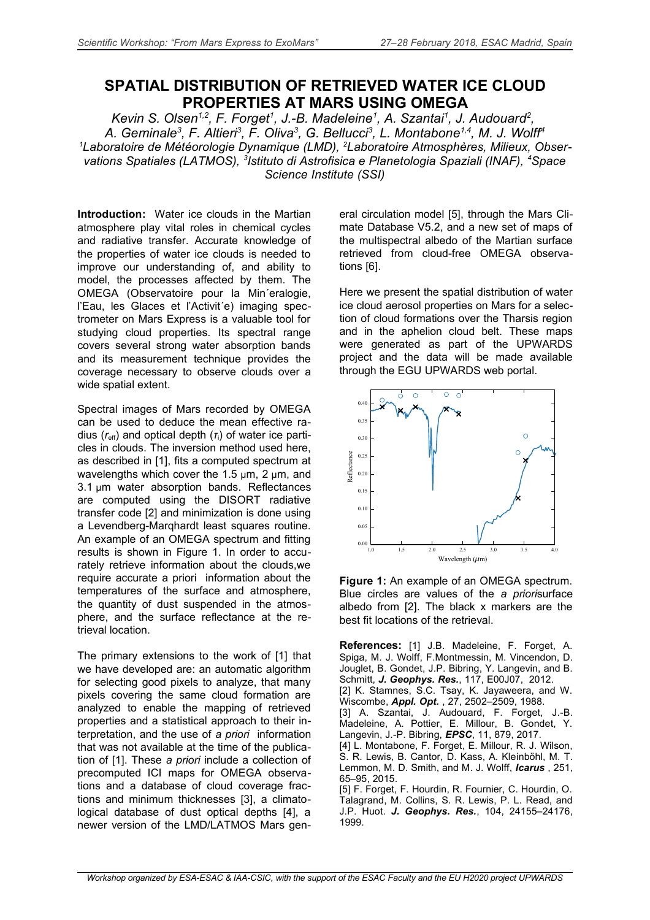# SPATIAL DISTRIBUTION OF RETRIEVED WATER ICE CLOUD PROPERTIES AT MARS USING OMEGA

*Kevin S. Olsen[1,2], F. Forget[1], J.-B. Madeleine[1], A. Szantai[1], J. Audouard[2], A. Geminale[3], F. Altieri[3], F. Oliva[3], G. Bellucci[3], L. Montabone[1,4], M. J. Wolff[4]*
*[1]Laboratoire de Météorologie Dynamique (LMD), [2]Laboratoire Atmosphères, Milieux, Observations Spatiales (LATMOS), [3]Istituto di Astrofisica e Planetologia Spaziali (INAF), [4]Space Science Institute (SSI)*

**Introduction:** Water ice clouds in the Martian atmosphere play vital roles in chemical cycles and radiative transfer. Accurate knowledge of the properties of water ice clouds is needed to improve our understanding of, and ability to model, the processes affected by them. The OMEGA (Observatoire pour la Min´eralogie, l'Eau, les Glaces et l'Activit´e) imaging spectrometer on Mars Express is a valuable tool for studying cloud properties. Its spectral range covers several strong water absorption bands and its measurement technique provides the coverage necessary to observe clouds over a wide spatial extent.

Spectral images of Mars recorded by OMEGA can be used to deduce the mean effective radius ($r_{eff}$) and optical depth ($\tau_i$) of water ice particles in clouds. The inversion method used here, as described in [1], fits a computed spectrum at wavelengths which cover the 1.5 µm, 2 µm, and 3.1 µm water absorption bands. Reflectances are computed using the DISORT radiative transfer code [2] and minimization is done using a Levendberg-Marqhardt least squares routine. An example of an OMEGA spectrum and fitting results is shown in Figure 1. In order to accurately retrieve information about the clouds,we require accurate a priori information about the temperatures of the surface and atmosphere, the quantity of dust suspended in the atmosphere, and the surface reflectance at the retrieval location.

The primary extensions to the work of [1] that we have developed are: an automatic algorithm for selecting good pixels to analyze, that many pixels covering the same cloud formation are analyzed to enable the mapping of retrieved properties and a statistical approach to their interpretation, and the use of *a priori* information that was not available at the time of the publication of [1]. These *a priori* include a collection of precomputed ICI maps for OMEGA observations and a database of cloud coverage fractions and minimum thicknesses [3], a climatological database of dust optical depths [4], a newer version of the LMD/LATMOS Mars general circulation model [5], through the Mars Climate Database V5.2, and a new set of maps of the multispectral albedo of the Martian surface retrieved from cloud-free OMEGA observations [6].

Here we present the spatial distribution of water ice cloud aerosol properties on Mars for a selection of cloud formations over the Tharsis region and in the aphelion cloud belt. These maps were generated as part of the UPWARDS project and the data will be made available through the EGU UPWARDS web portal.

**Figure 1:** An example of an OMEGA spectrum. Blue circles are values of the *a priori*surface albedo from [2]. The black x markers are the best fit locations of the retrieval.

**References:** [1] J.B. Madeleine, F. Forget, A. Spiga, M. J. Wolff, F.Montmessin, M. Vincendon, D. Jouglet, B. Gondet, J.P. Bibring, Y. Langevin, and B. Schmitt, ***J. Geophys. Res.***, 117, E00J07, 2012.
[2] K. Stamnes, S.C. Tsay, K. Jayaweera, and W. Wiscombe, ***Appl. Opt.*** , 27, 2502–2509, 1988.
[3] A. Szantai, J. Audouard, F. Forget, J.-B. Madeleine, A. Pottier, E. Millour, B. Gondet, Y. Langevin, J.-P. Bibring, ***EPSC***, 11, 879, 2017.
[4] L. Montabone, F. Forget, E. Millour, R. J. Wilson, S. R. Lewis, B. Cantor, D. Kass, A. Kleinböhl, M. T. Lemmon, M. D. Smith, and M. J. Wolff, ***Icarus*** , 251, 65–95, 2015.
[5] F. Forget, F. Hourdin, R. Fournier, C. Hourdin, O. Talagrand, M. Collins, S. R. Lewis, P. L. Read, and J.P. Huot. ***J. Geophys. Res.***, 104, 24155–24176, 1999.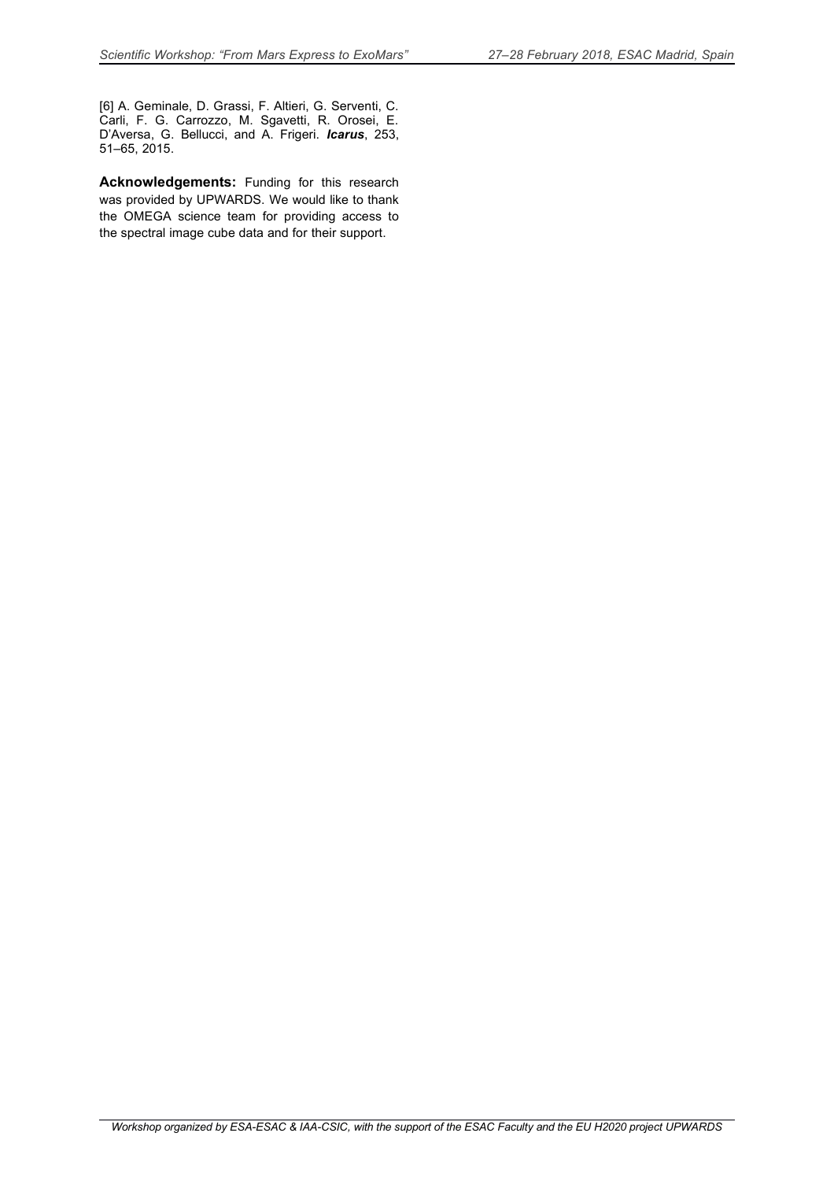[6] A. Geminale, D. Grassi, F. Altieri, G. Serventi, C. Carli, F. G. Carrozzo, M. Sgavetti, R. Orosei, E. D'Aversa, G. Bellucci, and A. Frigeri. ***Icarus***, 253, 51–65, 2015.

**Acknowledgements:** Funding for this research was provided by UPWARDS. We would like to thank the OMEGA science team for providing access to the spectral image cube data and for their support.